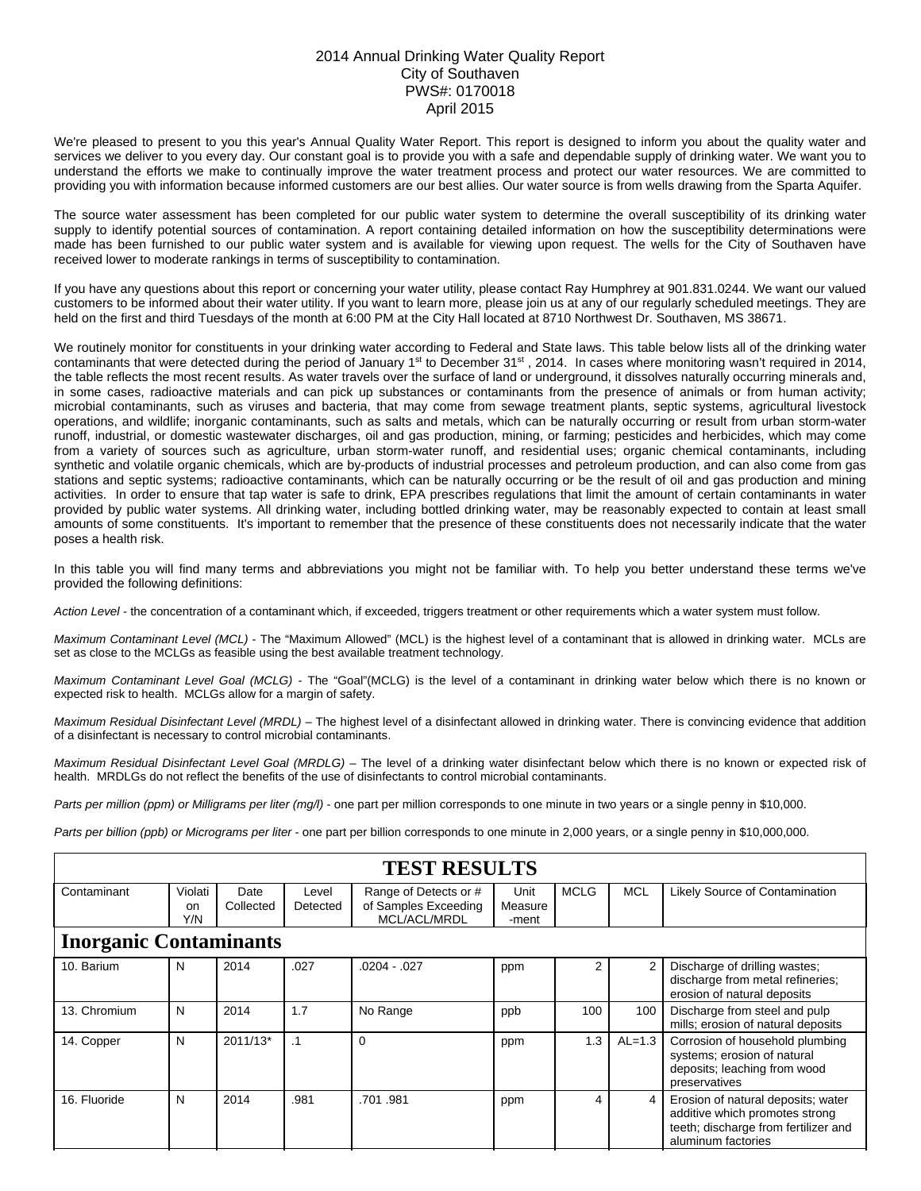# 2014 Annual Drinking Water Quality Report
## City of Southaven
## PWS#: 0170018
## April 2015

We're pleased to present to you this year's Annual Quality Water Report. This report is designed to inform you about the quality water and services we deliver to you every day. Our constant goal is to provide you with a safe and dependable supply of drinking water. We want you to understand the efforts we make to continually improve the water treatment process and protect our water resources. We are committed to providing you with information because informed customers are our best allies. Our water source is from wells drawing from the Sparta Aquifer.

The source water assessment has been completed for our public water system to determine the overall susceptibility of its drinking water supply to identify potential sources of contamination. A report containing detailed information on how the susceptibility determinations were made has been furnished to our public water system and is available for viewing upon request. The wells for the City of Southaven have received lower to moderate rankings in terms of susceptibility to contamination.

If you have any questions about this report or concerning your water utility, please contact Ray Humphrey at 901.831.0244. We want our valued customers to be informed about their water utility. If you want to learn more, please join us at any of our regularly scheduled meetings. They are held on the first and third Tuesdays of the month at 6:00 PM at the City Hall located at 8710 Northwest Dr. Southaven, MS 38671.

We routinely monitor for constituents in your drinking water according to Federal and State laws. This table below lists all of the drinking water contaminants that were detected during the period of January 1st to December 31st , 2014. In cases where monitoring wasn't required in 2014, the table reflects the most recent results. As water travels over the surface of land or underground, it dissolves naturally occurring minerals and, in some cases, radioactive materials and can pick up substances or contaminants from the presence of animals or from human activity; microbial contaminants, such as viruses and bacteria, that may come from sewage treatment plants, septic systems, agricultural livestock operations, and wildlife; inorganic contaminants, such as salts and metals, which can be naturally occurring or result from urban storm-water runoff, industrial, or domestic wastewater discharges, oil and gas production, mining, or farming; pesticides and herbicides, which may come from a variety of sources such as agriculture, urban storm-water runoff, and residential uses; organic chemical contaminants, including synthetic and volatile organic chemicals, which are by-products of industrial processes and petroleum production, and can also come from gas stations and septic systems; radioactive contaminants, which can be naturally occurring or be the result of oil and gas production and mining activities. In order to ensure that tap water is safe to drink, EPA prescribes regulations that limit the amount of certain contaminants in water provided by public water systems. All drinking water, including bottled drinking water, may be reasonably expected to contain at least small amounts of some constituents. It's important to remember that the presence of these constituents does not necessarily indicate that the water poses a health risk.

In this table you will find many terms and abbreviations you might not be familiar with. To help you better understand these terms we've provided the following definitions:

*Action Level* - the concentration of a contaminant which, if exceeded, triggers treatment or other requirements which a water system must follow.

*Maximum Contaminant Level (MCL)* - The "Maximum Allowed" (MCL) is the highest level of a contaminant that is allowed in drinking water. MCLs are set as close to the MCLGs as feasible using the best available treatment technology.

*Maximum Contaminant Level Goal (MCLG)* - The "Goal"(MCLG) is the level of a contaminant in drinking water below which there is no known or expected risk to health. MCLGs allow for a margin of safety.

*Maximum Residual Disinfectant Level (MRDL)* – The highest level of a disinfectant allowed in drinking water. There is convincing evidence that addition of a disinfectant is necessary to control microbial contaminants.

*Maximum Residual Disinfectant Level Goal (MRDLG)* – The level of a drinking water disinfectant below which there is no known or expected risk of health. MRDLGs do not reflect the benefits of the use of disinfectants to control microbial contaminants.

*Parts per million (ppm) or Milligrams per liter (mg/l)* - one part per million corresponds to one minute in two years or a single penny in $10,000.

*Parts per billion (ppb) or Micrograms per liter* - one part per billion corresponds to one minute in 2,000 years, or a single penny in $10,000,000.

## TEST RESULTS

| Contaminant | Violation Y/N | Date Collected | Level Detected | Range of Detects or # of Samples Exceeding MCL/ACL/MRDL | Unit Measurement | MCLG | MCL | Likely Source of Contamination |
|---|---|---|---|---|---|---|---|---|
| **Inorganic Contaminants** | | | | | | | | |
| 10. Barium | N | 2014 | .027 | .0204 - .027 | ppm | 2 | 2 | Discharge of drilling wastes; discharge from metal refineries; erosion of natural deposits |
| 13. Chromium | N | 2014 | 1.7 | No Range | ppb | 100 | 100 | Discharge from steel and pulp mills; erosion of natural deposits |
| 14. Copper | N | 2011/13* | .1 | 0 | ppm | 1.3 | AL=1.3 | Corrosion of household plumbing systems; erosion of natural deposits; leaching from wood preservatives |
| 16. Fluoride | N | 2014 | .981 | .701 .981 | ppm | 4 | 4 | Erosion of natural deposits; water additive which promotes strong teeth; discharge from fertilizer and aluminum factories |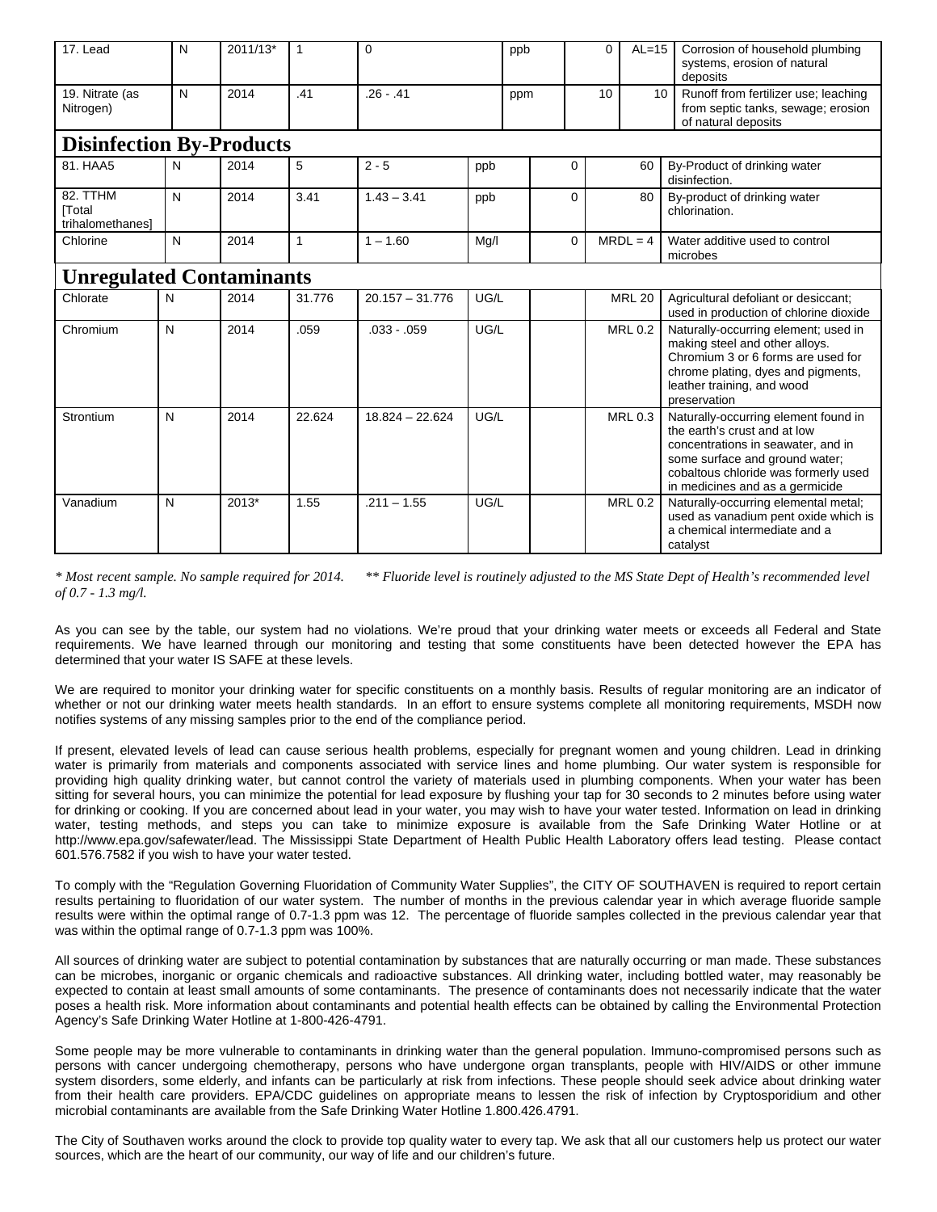| | | | | | | | | |
|---|---|---|---|---|---|---|---|---|
| 17. Lead | N | 2011/13* | 1 | 0 | ppb | 0 | AL=15 | Corrosion of household plumbing systems, erosion of natural deposits |
| 19. Nitrate (as Nitrogen) | N | 2014 | .41 | .26 - .41 | ppm | 10 | 10 | Runoff from fertilizer use; leaching from septic tanks, sewage; erosion of natural deposits |
| **Disinfection By-Products** | | | | | | | | |
| 81. HAA5 | N | 2014 | 5 | 2 - 5 | ppb | 0 | 60 | By-Product of drinking water disinfection. |
| 82. TTHM [Total trihalomethanes] | N | 2014 | 3.41 | 1.43 – 3.41 | ppb | 0 | 80 | By-product of drinking water chlorination. |
| Chlorine | N | 2014 | 1 | 1 – 1.60 | Mg/l | 0 | MRDL = 4 | Water additive used to control microbes |
| **Unregulated Contaminants** | | | | | | | | |
| Chlorate | N | 2014 | 31.776 | 20.157 – 31.776 | UG/L | | MRL 20 | Agricultural defoliant or desiccant; used in production of chlorine dioxide |
| Chromium | N | 2014 | .059 | .033 - .059 | UG/L | | MRL 0.2 | Naturally-occurring element; used in making steel and other alloys. Chromium 3 or 6 forms are used for chrome plating, dyes and pigments, leather training, and wood preservation |
| Strontium | N | 2014 | 22.624 | 18.824 – 22.624 | UG/L | | MRL 0.3 | Naturally-occurring element found in the earth's crust and at low concentrations in seawater, and in some surface and ground water; cobaltous chloride was formerly used in medicines and as a germicide |
| Vanadium | N | 2013* | 1.55 | .211 – 1.55 | UG/L | | MRL 0.2 | Naturally-occurring elemental metal; used as vanadium pent oxide which is a chemical intermediate and a catalyst |

*\* Most recent sample. No sample required for 2014. \*\* Fluoride level is routinely adjusted to the MS State Dept of Health's recommended level of 0.7 - 1.3 mg/l.*

As you can see by the table, our system had no violations. We're proud that your drinking water meets or exceeds all Federal and State requirements. We have learned through our monitoring and testing that some constituents have been detected however the EPA has determined that your water IS SAFE at these levels.

We are required to monitor your drinking water for specific constituents on a monthly basis. Results of regular monitoring are an indicator of whether or not our drinking water meets health standards. In an effort to ensure systems complete all monitoring requirements, MSDH now notifies systems of any missing samples prior to the end of the compliance period.

If present, elevated levels of lead can cause serious health problems, especially for pregnant women and young children. Lead in drinking water is primarily from materials and components associated with service lines and home plumbing. Our water system is responsible for providing high quality drinking water, but cannot control the variety of materials used in plumbing components. When your water has been sitting for several hours, you can minimize the potential for lead exposure by flushing your tap for 30 seconds to 2 minutes before using water for drinking or cooking. If you are concerned about lead in your water, you may wish to have your water tested. Information on lead in drinking water, testing methods, and steps you can take to minimize exposure is available from the Safe Drinking Water Hotline or at http://www.epa.gov/safewater/lead. The Mississippi State Department of Health Public Health Laboratory offers lead testing. Please contact 601.576.7582 if you wish to have your water tested.

To comply with the "Regulation Governing Fluoridation of Community Water Supplies", the CITY OF SOUTHAVEN is required to report certain results pertaining to fluoridation of our water system. The number of months in the previous calendar year in which average fluoride sample results were within the optimal range of 0.7-1.3 ppm was 12. The percentage of fluoride samples collected in the previous calendar year that was within the optimal range of 0.7-1.3 ppm was 100%.

All sources of drinking water are subject to potential contamination by substances that are naturally occurring or man made. These substances can be microbes, inorganic or organic chemicals and radioactive substances. All drinking water, including bottled water, may reasonably be expected to contain at least small amounts of some contaminants. The presence of contaminants does not necessarily indicate that the water poses a health risk. More information about contaminants and potential health effects can be obtained by calling the Environmental Protection Agency's Safe Drinking Water Hotline at 1-800-426-4791.

Some people may be more vulnerable to contaminants in drinking water than the general population. Immuno-compromised persons such as persons with cancer undergoing chemotherapy, persons who have undergone organ transplants, people with HIV/AIDS or other immune system disorders, some elderly, and infants can be particularly at risk from infections. These people should seek advice about drinking water from their health care providers. EPA/CDC guidelines on appropriate means to lessen the risk of infection by Cryptosporidium and other microbial contaminants are available from the Safe Drinking Water Hotline 1.800.426.4791.

The City of Southaven works around the clock to provide top quality water to every tap. We ask that all our customers help us protect our water sources, which are the heart of our community, our way of life and our children's future.